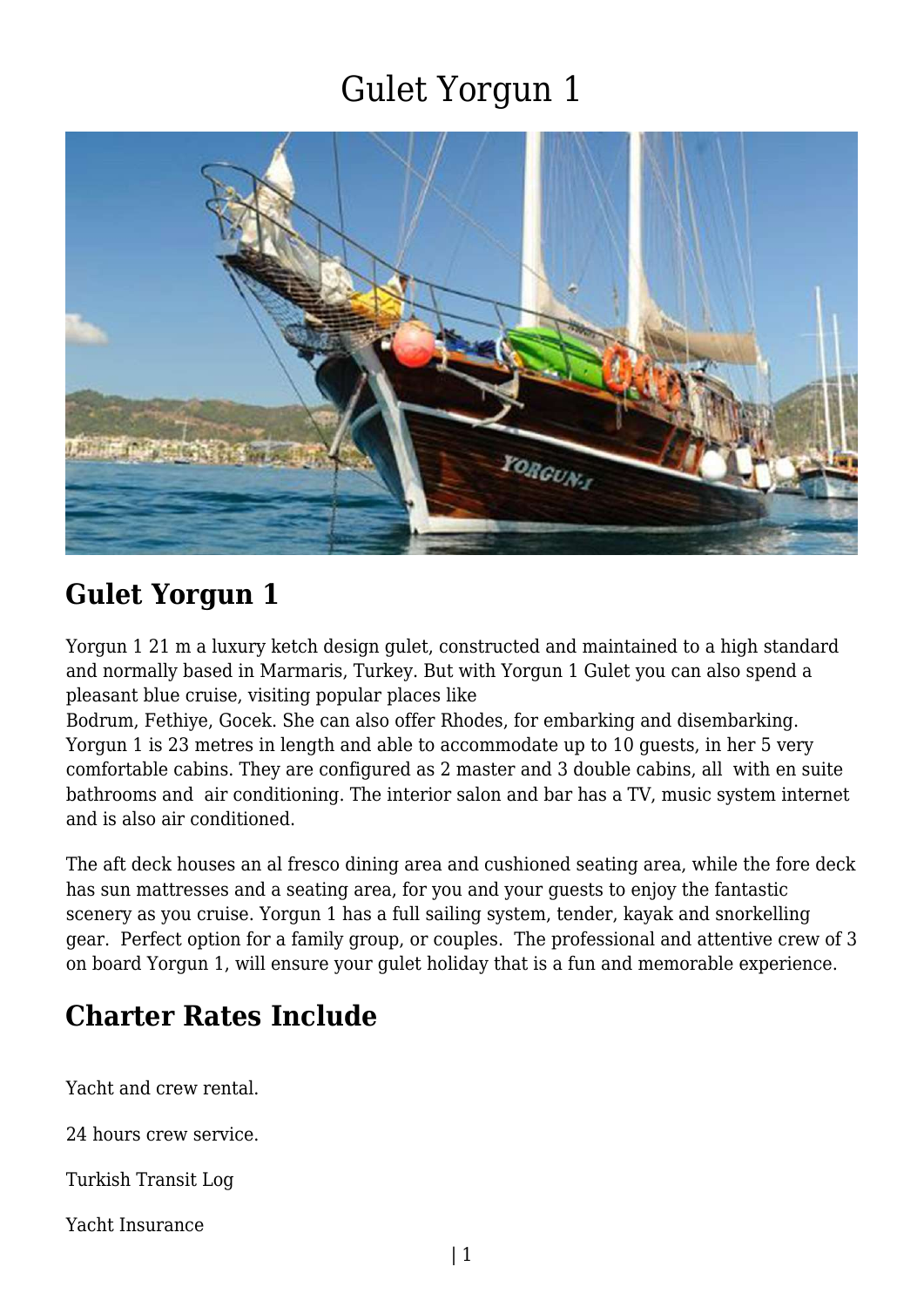# Gulet Yorgun 1

## Gulet Yorgun 1

Yorgun 1 21 m a luxury ketch design gulet, constructed and maintained to a high standard and normally based in Marmaris, Turkey. But with Yorgun 1 Gulet you can also spend a pleasant blue cruise, visiting popular places like
Bodrum, Fethiye, Gocek. She can also offer Rhodes, for embarking and disembarking. Yorgun 1 is 23 metres in length and able to accommodate up to 10 guests, in her 5 very comfortable cabins. They are configured as 2 master and 3 double cabins, all with en suite bathrooms and air conditioning. The interior salon and bar has a TV, music system internet and is also air conditioned.

The aft deck houses an al fresco dining area and cushioned seating area, while the fore deck has sun mattresses and a seating area, for you and your guests to enjoy the fantastic scenery as you cruise. Yorgun 1 has a full sailing system, tender, kayak and snorkelling gear. Perfect option for a family group, or couples. The professional and attentive crew of 3 on board Yorgun 1, will ensure your gulet holiday that is a fun and memorable experience.

## Charter Rates Include

Yacht and crew rental.

24 hours crew service.

Turkish Transit Log

Yacht Insurance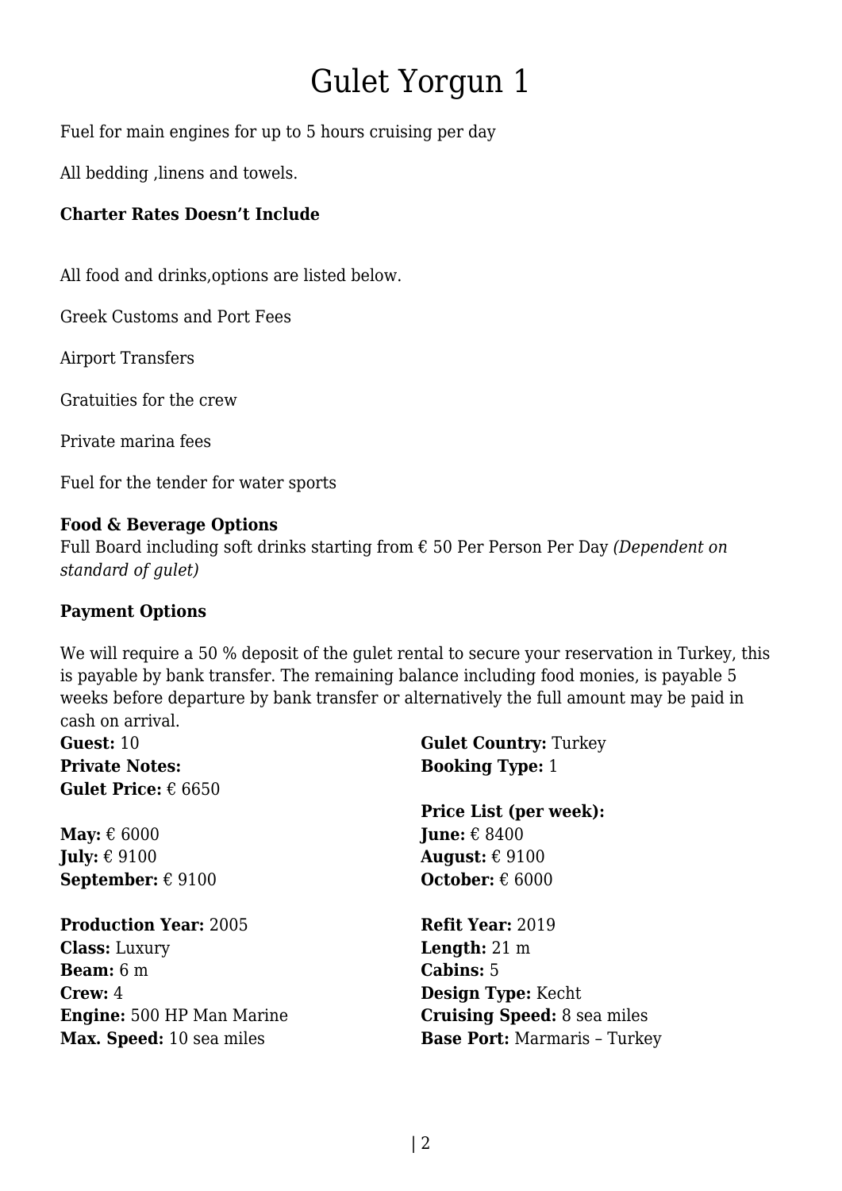# Gulet Yorgun 1

Fuel for main engines for up to 5 hours cruising per day

All bedding ,linens and towels.

**Charter Rates Doesn't Include**

All food and drinks,options are listed below.

Greek Customs and Port Fees

Airport Transfers

Gratuities for the crew

Private marina fees

Fuel for the tender for water sports

**Food & Beverage Options**
Full Board including soft drinks starting from € 50 Per Person Per Day *(Dependent on standard of gulet)*

**Payment Options**

We will require a 50 % deposit of the gulet rental to secure your reservation in Turkey, this is payable by bank transfer. The remaining balance including food monies, is payable 5 weeks before departure by bank transfer or alternatively the full amount may be paid in cash on arrival.

**Guest:** 10
**Private Notes:**
**Gulet Price:** € 6650

**Gulet Country:** Turkey
**Booking Type:** 1

**Price List (per week):**

**May:** € 6000
**June:** € 8400
**July:** € 9100
**August:** € 9100
**September:** € 9100
**October:** € 6000

**Production Year:** 2005
**Refit Year:** 2019
**Class:** Luxury
**Length:** 21 m
**Beam:** 6 m
**Cabins:** 5
**Crew:** 4
**Design Type:** Kecht
**Engine:** 500 HP Man Marine
**Cruising Speed:** 8 sea miles
**Max. Speed:** 10 sea miles
**Base Port:** Marmaris – Turkey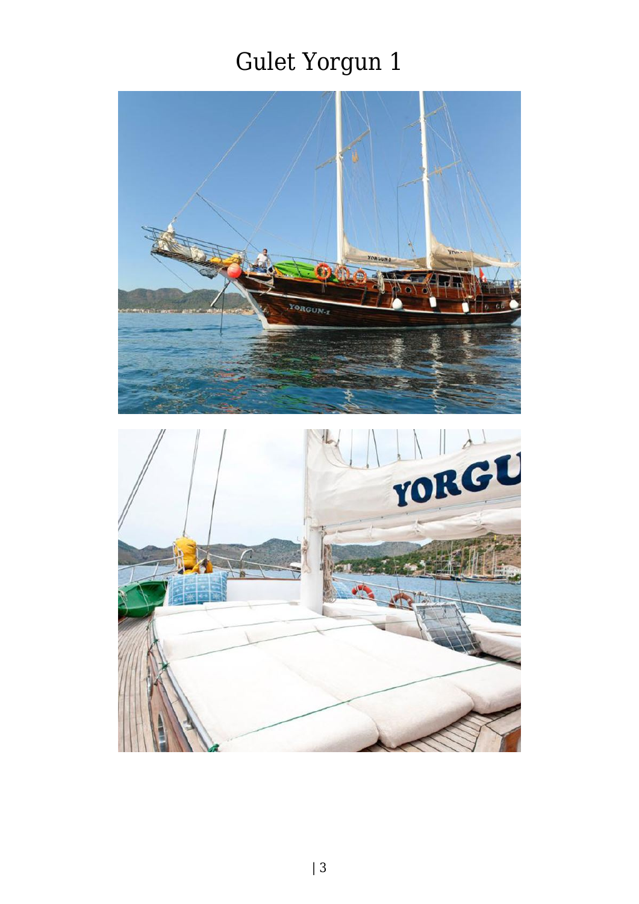# Gulet Yorgun 1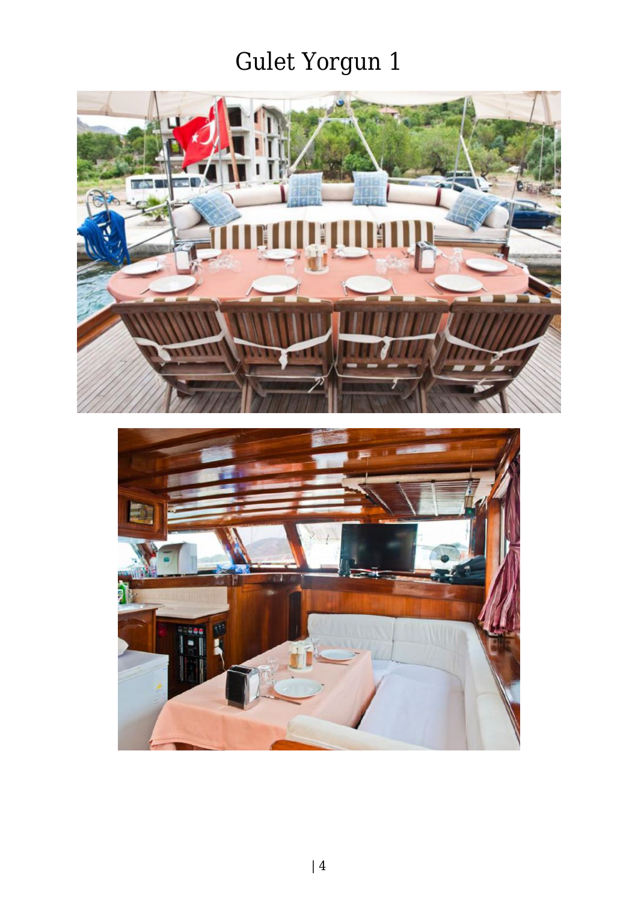# Gulet Yorgun 1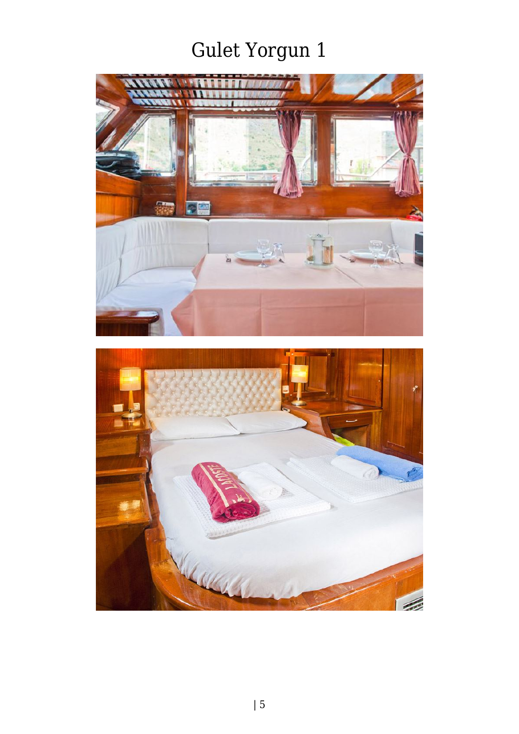# Gulet Yorgun 1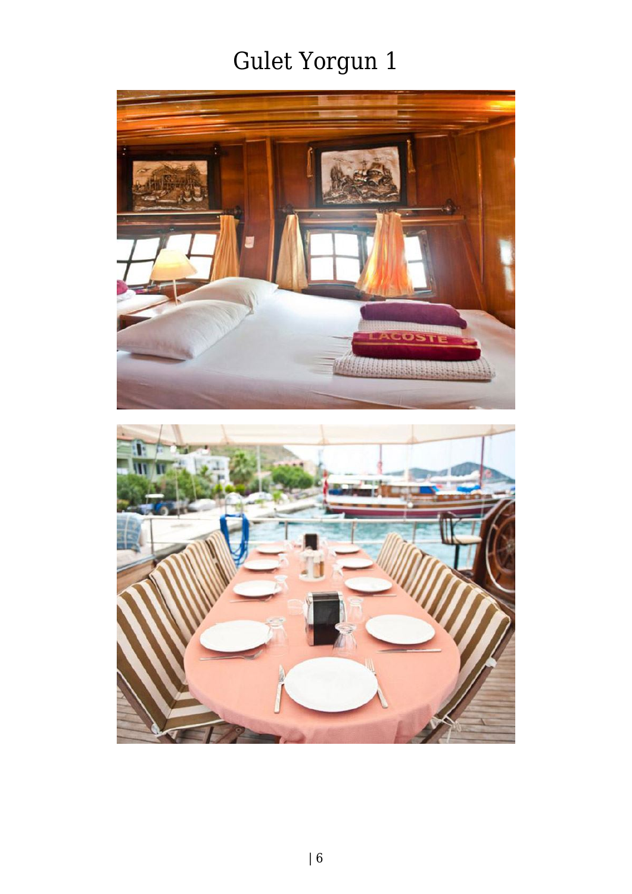# Gulet Yorgun 1